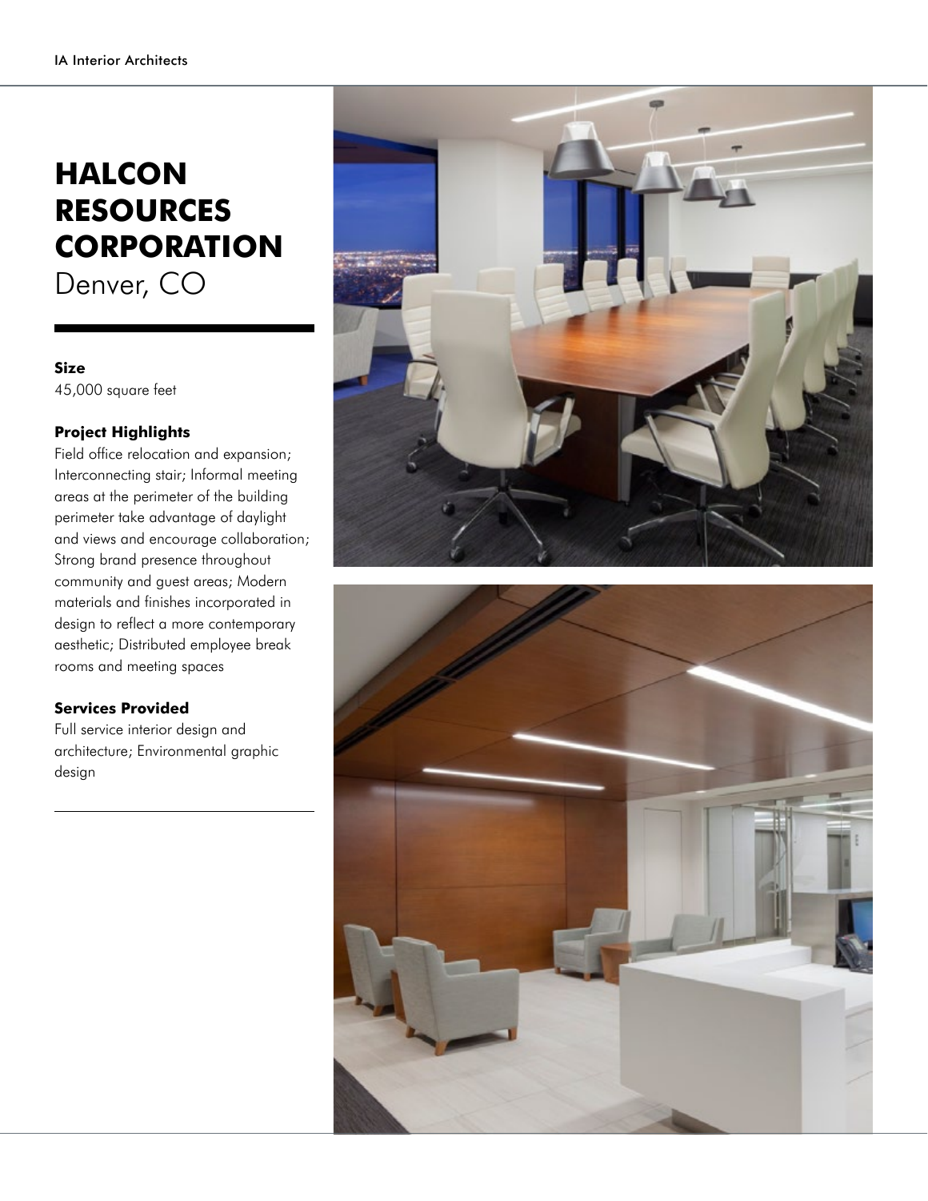# HALCON RESOURCES CORPORATION

Denver, CO

**Size**

45,000 square feet

**Project Highlights**

Field office relocation and expansion; Interconnecting stair; Informal meeting areas at the perimeter of the building perimeter take advantage of daylight and views and encourage collaboration; Strong brand presence throughout community and guest areas; Modern materials and finishes incorporated in design to reflect a more contemporary aesthetic; Distributed employee break rooms and meeting spaces

**Services Provided**

Full service interior design and architecture; Environmental graphic design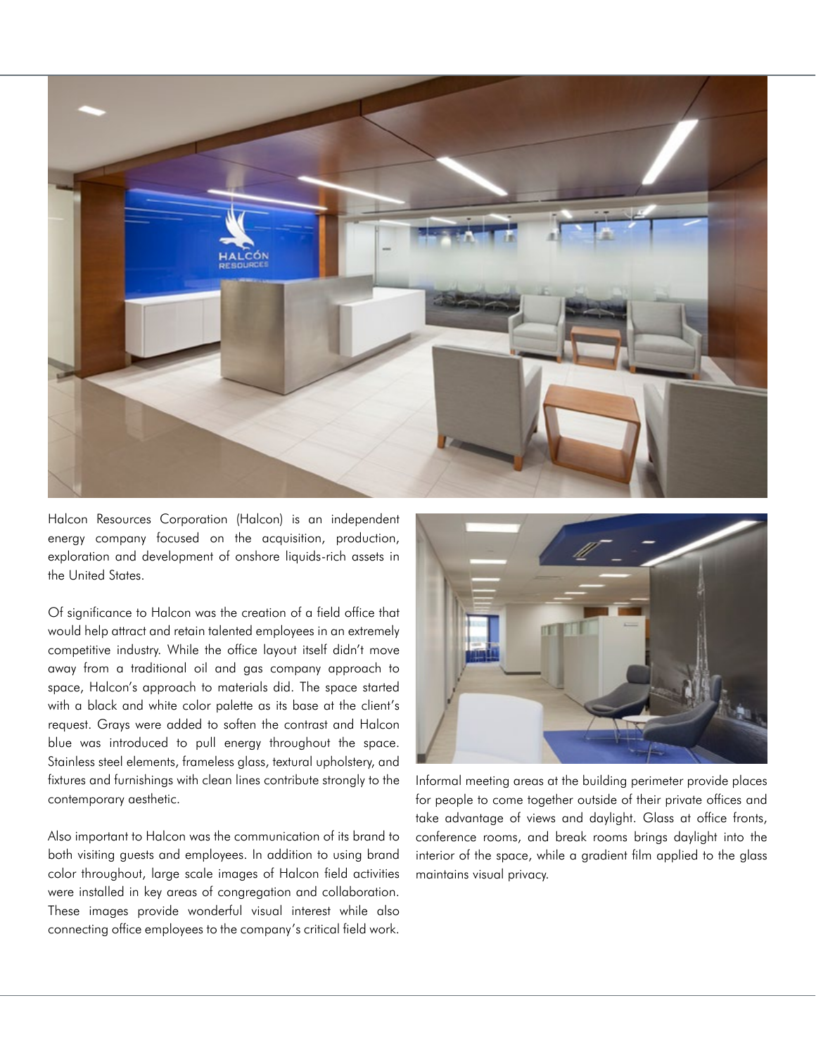Halcon Resources Corporation (Halcon) is an independent energy company focused on the acquisition, production, exploration and development of onshore liquids-rich assets in the United States.

Of significance to Halcon was the creation of a field office that would help attract and retain talented employees in an extremely competitive industry. While the office layout itself didn't move away from a traditional oil and gas company approach to space, Halcon's approach to materials did. The space started with a black and white color palette as its base at the client's request. Grays were added to soften the contrast and Halcon blue was introduced to pull energy throughout the space. Stainless steel elements, frameless glass, textural upholstery, and fixtures and furnishings with clean lines contribute strongly to the contemporary aesthetic.

Also important to Halcon was the communication of its brand to both visiting guests and employees. In addition to using brand color throughout, large scale images of Halcon field activities were installed in key areas of congregation and collaboration. These images provide wonderful visual interest while also connecting office employees to the company's critical field work.

Informal meeting areas at the building perimeter provide places for people to come together outside of their private offices and take advantage of views and daylight. Glass at office fronts, conference rooms, and break rooms brings daylight into the interior of the space, while a gradient film applied to the glass maintains visual privacy.